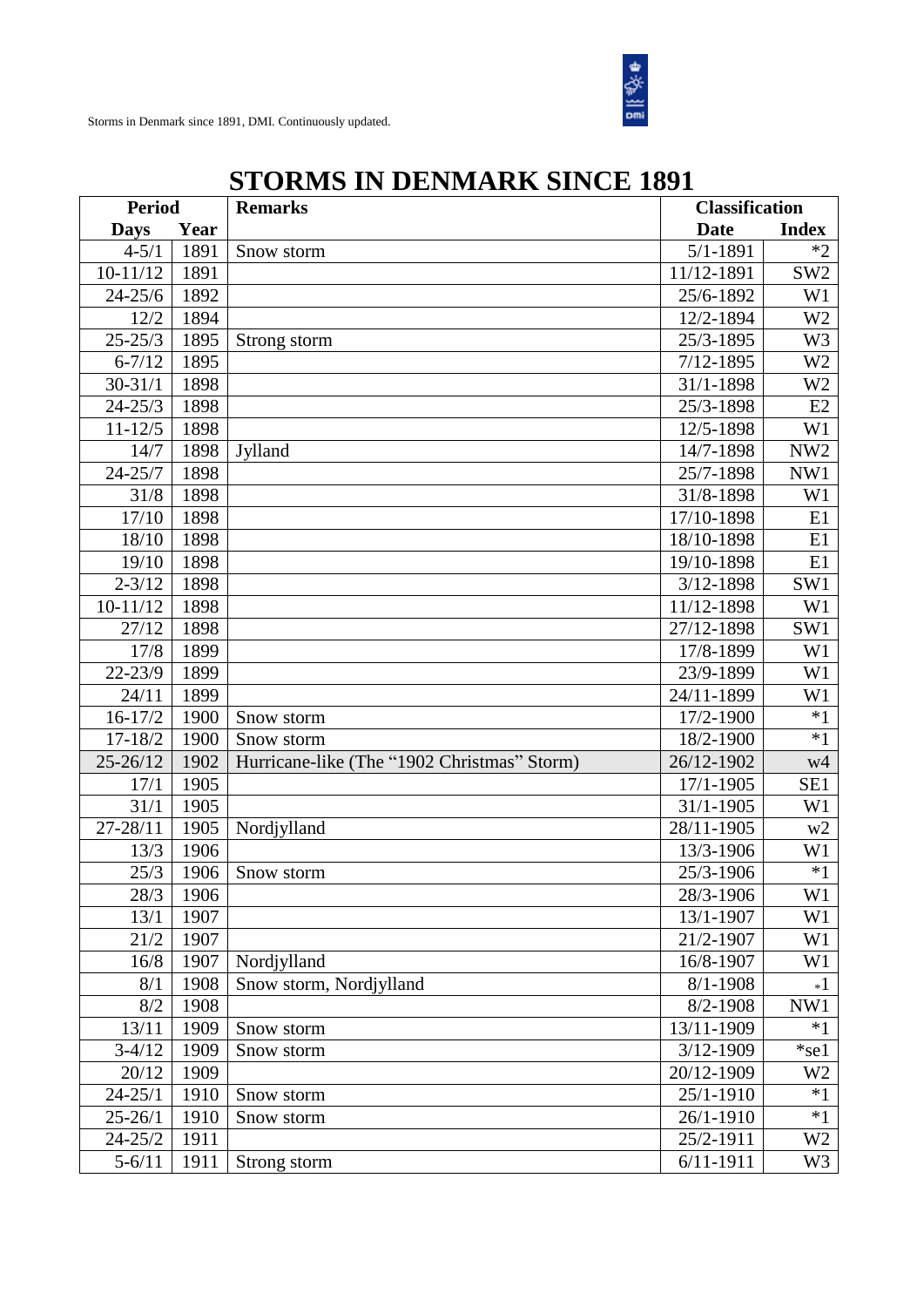# STORMS IN DENMARK SINCE 1891

| Period | | Remarks | Classification | |
|---|---|---|---|---|
| Days | Year | | Date | Index |
| 4-5/1 | 1891 | Snow storm | 5/1-1891 | *2 |
| 10-11/12 | 1891 | | 11/12-1891 | SW2 |
| 24-25/6 | 1892 | | 25/6-1892 | W1 |
| 12/2 | 1894 | | 12/2-1894 | W2 |
| 25-25/3 | 1895 | Strong storm | 25/3-1895 | W3 |
| 6-7/12 | 1895 | | 7/12-1895 | W2 |
| 30-31/1 | 1898 | | 31/1-1898 | W2 |
| 24-25/3 | 1898 | | 25/3-1898 | E2 |
| 11-12/5 | 1898 | | 12/5-1898 | W1 |
| 14/7 | 1898 | Jylland | 14/7-1898 | NW2 |
| 24-25/7 | 1898 | | 25/7-1898 | NW1 |
| 31/8 | 1898 | | 31/8-1898 | W1 |
| 17/10 | 1898 | | 17/10-1898 | E1 |
| 18/10 | 1898 | | 18/10-1898 | E1 |
| 19/10 | 1898 | | 19/10-1898 | E1 |
| 2-3/12 | 1898 | | 3/12-1898 | SW1 |
| 10-11/12 | 1898 | | 11/12-1898 | W1 |
| 27/12 | 1898 | | 27/12-1898 | SW1 |
| 17/8 | 1899 | | 17/8-1899 | W1 |
| 22-23/9 | 1899 | | 23/9-1899 | W1 |
| 24/11 | 1899 | | 24/11-1899 | W1 |
| 16-17/2 | 1900 | Snow storm | 17/2-1900 | *1 |
| 17-18/2 | 1900 | Snow storm | 18/2-1900 | *1 |
| 25-26/12 | 1902 | Hurricane-like (The "1902 Christmas" Storm) | 26/12-1902 | w4 |
| 17/1 | 1905 | | 17/1-1905 | SE1 |
| 31/1 | 1905 | | 31/1-1905 | W1 |
| 27-28/11 | 1905 | Nordjylland | 28/11-1905 | w2 |
| 13/3 | 1906 | | 13/3-1906 | W1 |
| 25/3 | 1906 | Snow storm | 25/3-1906 | *1 |
| 28/3 | 1906 | | 28/3-1906 | W1 |
| 13/1 | 1907 | | 13/1-1907 | W1 |
| 21/2 | 1907 | | 21/2-1907 | W1 |
| 16/8 | 1907 | Nordjylland | 16/8-1907 | W1 |
| 8/1 | 1908 | Snow storm, Nordjylland | 8/1-1908 | *1 |
| 8/2 | 1908 | | 8/2-1908 | NW1 |
| 13/11 | 1909 | Snow storm | 13/11-1909 | *1 |
| 3-4/12 | 1909 | Snow storm | 3/12-1909 | *se1 |
| 20/12 | 1909 | | 20/12-1909 | W2 |
| 24-25/1 | 1910 | Snow storm | 25/1-1910 | *1 |
| 25-26/1 | 1910 | Snow storm | 26/1-1910 | *1 |
| 24-25/2 | 1911 | | 25/2-1911 | W2 |
| 5-6/11 | 1911 | Strong storm | 6/11-1911 | W3 |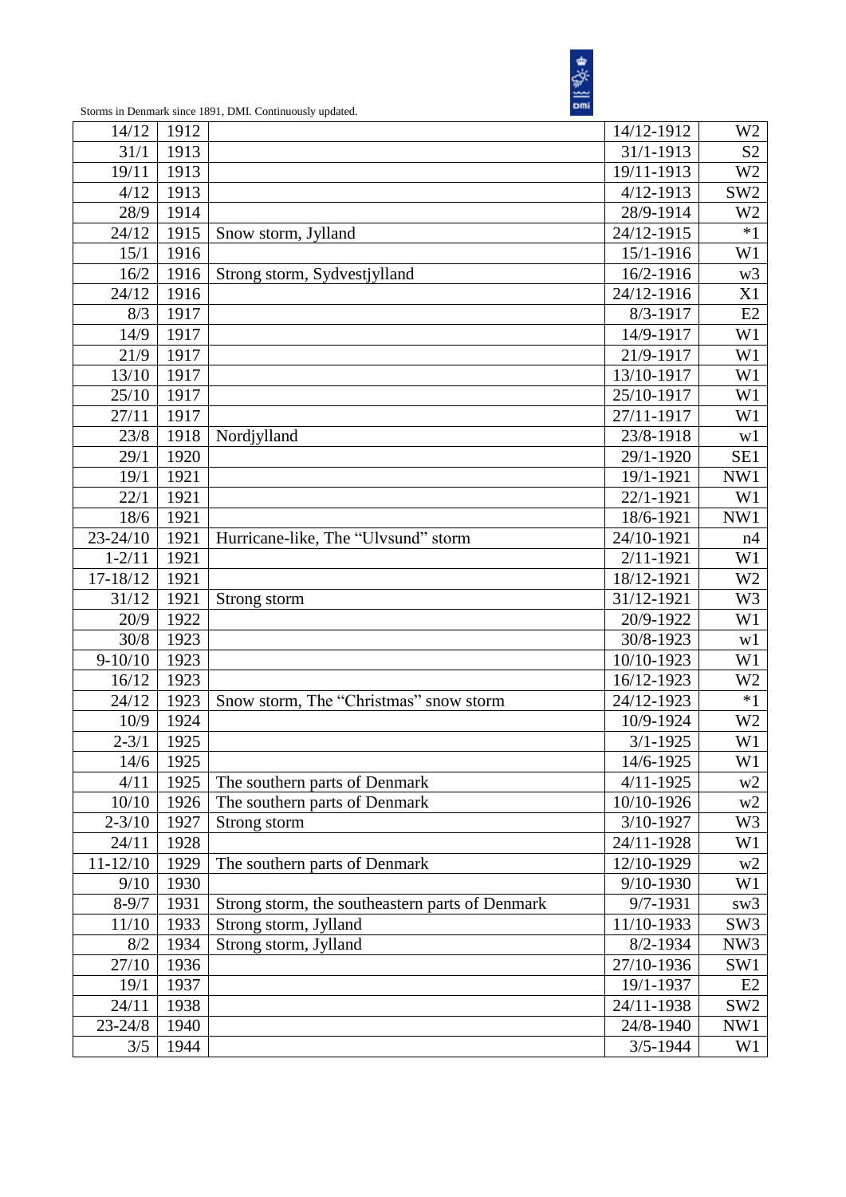| | | | | |
|---|---|---|---|---|
| 14/12 | 1912 | | 14/12-1912 | W2 |
| 31/1 | 1913 | | 31/1-1913 | S2 |
| 19/11 | 1913 | | 19/11-1913 | W2 |
| 4/12 | 1913 | | 4/12-1913 | SW2 |
| 28/9 | 1914 | | 28/9-1914 | W2 |
| 24/12 | 1915 | Snow storm, Jylland | 24/12-1915 | *1 |
| 15/1 | 1916 | | 15/1-1916 | W1 |
| 16/2 | 1916 | Strong storm, Sydvestjylland | 16/2-1916 | w3 |
| 24/12 | 1916 | | 24/12-1916 | X1 |
| 8/3 | 1917 | | 8/3-1917 | E2 |
| 14/9 | 1917 | | 14/9-1917 | W1 |
| 21/9 | 1917 | | 21/9-1917 | W1 |
| 13/10 | 1917 | | 13/10-1917 | W1 |
| 25/10 | 1917 | | 25/10-1917 | W1 |
| 27/11 | 1917 | | 27/11-1917 | W1 |
| 23/8 | 1918 | Nordjylland | 23/8-1918 | w1 |
| 29/1 | 1920 | | 29/1-1920 | SE1 |
| 19/1 | 1921 | | 19/1-1921 | NW1 |
| 22/1 | 1921 | | 22/1-1921 | W1 |
| 18/6 | 1921 | | 18/6-1921 | NW1 |
| 23-24/10 | 1921 | Hurricane-like, The "Ulvsund" storm | 24/10-1921 | n4 |
| 1-2/11 | 1921 | | 2/11-1921 | W1 |
| 17-18/12 | 1921 | | 18/12-1921 | W2 |
| 31/12 | 1921 | Strong storm | 31/12-1921 | W3 |
| 20/9 | 1922 | | 20/9-1922 | W1 |
| 30/8 | 1923 | | 30/8-1923 | w1 |
| 9-10/10 | 1923 | | 10/10-1923 | W1 |
| 16/12 | 1923 | | 16/12-1923 | W2 |
| 24/12 | 1923 | Snow storm, The "Christmas" snow storm | 24/12-1923 | *1 |
| 10/9 | 1924 | | 10/9-1924 | W2 |
| 2-3/1 | 1925 | | 3/1-1925 | W1 |
| 14/6 | 1925 | | 14/6-1925 | W1 |
| 4/11 | 1925 | The southern parts of Denmark | 4/11-1925 | w2 |
| 10/10 | 1926 | The southern parts of Denmark | 10/10-1926 | w2 |
| 2-3/10 | 1927 | Strong storm | 3/10-1927 | W3 |
| 24/11 | 1928 | | 24/11-1928 | W1 |
| 11-12/10 | 1929 | The southern parts of Denmark | 12/10-1929 | w2 |
| 9/10 | 1930 | | 9/10-1930 | W1 |
| 8-9/7 | 1931 | Strong storm, the southeastern parts of Denmark | 9/7-1931 | sw3 |
| 11/10 | 1933 | Strong storm, Jylland | 11/10-1933 | SW3 |
| 8/2 | 1934 | Strong storm, Jylland | 8/2-1934 | NW3 |
| 27/10 | 1936 | | 27/10-1936 | SW1 |
| 19/1 | 1937 | | 19/1-1937 | E2 |
| 24/11 | 1938 | | 24/11-1938 | SW2 |
| 23-24/8 | 1940 | | 24/8-1940 | NW1 |
| 3/5 | 1944 | | 3/5-1944 | W1 |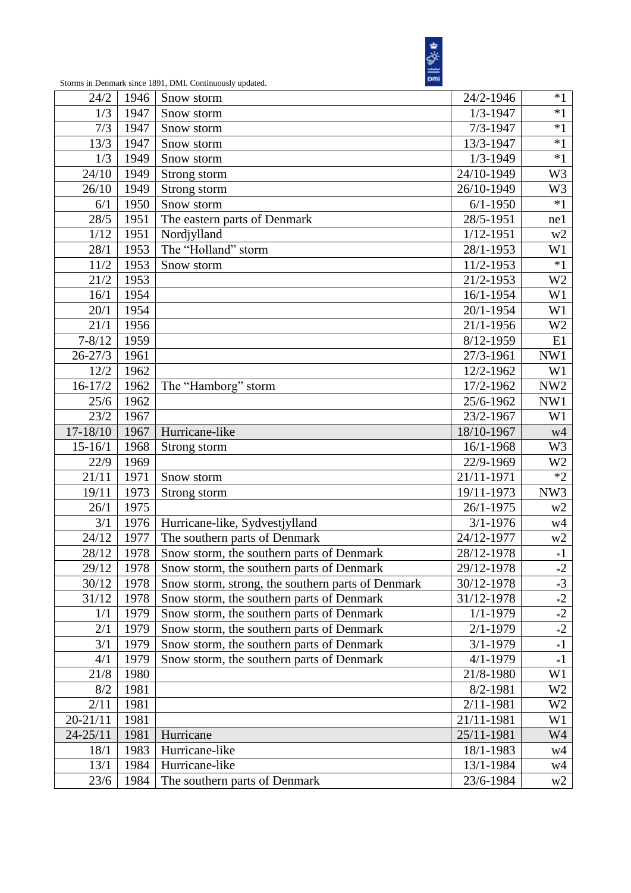| | | | | |
|---|---|---|---|---|
| 24/2 | 1946 | Snow storm | 24/2-1946 | *1 |
| 1/3 | 1947 | Snow storm | 1/3-1947 | *1 |
| 7/3 | 1947 | Snow storm | 7/3-1947 | *1 |
| 13/3 | 1947 | Snow storm | 13/3-1947 | *1 |
| 1/3 | 1949 | Snow storm | 1/3-1949 | *1 |
| 24/10 | 1949 | Strong storm | 24/10-1949 | W3 |
| 26/10 | 1949 | Strong storm | 26/10-1949 | W3 |
| 6/1 | 1950 | Snow storm | 6/1-1950 | *1 |
| 28/5 | 1951 | The eastern parts of Denmark | 28/5-1951 | ne1 |
| 1/12 | 1951 | Nordjylland | 1/12-1951 | w2 |
| 28/1 | 1953 | The “Holland” storm | 28/1-1953 | W1 |
| 11/2 | 1953 | Snow storm | 11/2-1953 | *1 |
| 21/2 | 1953 | | 21/2-1953 | W2 |
| 16/1 | 1954 | | 16/1-1954 | W1 |
| 20/1 | 1954 | | 20/1-1954 | W1 |
| 21/1 | 1956 | | 21/1-1956 | W2 |
| 7-8/12 | 1959 | | 8/12-1959 | E1 |
| 26-27/3 | 1961 | | 27/3-1961 | NW1 |
| 12/2 | 1962 | | 12/2-1962 | W1 |
| 16-17/2 | 1962 | The “Hamborg” storm | 17/2-1962 | NW2 |
| 25/6 | 1962 | | 25/6-1962 | NW1 |
| 23/2 | 1967 | | 23/2-1967 | W1 |
| 17-18/10 | 1967 | Hurricane-like | 18/10-1967 | w4 |
| 15-16/1 | 1968 | Strong storm | 16/1-1968 | W3 |
| 22/9 | 1969 | | 22/9-1969 | W2 |
| 21/11 | 1971 | Snow storm | 21/11-1971 | *2 |
| 19/11 | 1973 | Strong storm | 19/11-1973 | NW3 |
| 26/1 | 1975 | | 26/1-1975 | w2 |
| 3/1 | 1976 | Hurricane-like, Sydvestjylland | 3/1-1976 | w4 |
| 24/12 | 1977 | The southern parts of Denmark | 24/12-1977 | w2 |
| 28/12 | 1978 | Snow storm, the southern parts of Denmark | 28/12-1978 | *1 |
| 29/12 | 1978 | Snow storm, the southern parts of Denmark | 29/12-1978 | *2 |
| 30/12 | 1978 | Snow storm, strong, the southern parts of Denmark | 30/12-1978 | *3 |
| 31/12 | 1978 | Snow storm, the southern parts of Denmark | 31/12-1978 | *2 |
| 1/1 | 1979 | Snow storm, the southern parts of Denmark | 1/1-1979 | *2 |
| 2/1 | 1979 | Snow storm, the southern parts of Denmark | 2/1-1979 | *2 |
| 3/1 | 1979 | Snow storm, the southern parts of Denmark | 3/1-1979 | *1 |
| 4/1 | 1979 | Snow storm, the southern parts of Denmark | 4/1-1979 | *1 |
| 21/8 | 1980 | | 21/8-1980 | W1 |
| 8/2 | 1981 | | 8/2-1981 | W2 |
| 2/11 | 1981 | | 2/11-1981 | W2 |
| 20-21/11 | 1981 | | 21/11-1981 | W1 |
| 24-25/11 | 1981 | Hurricane | 25/11-1981 | W4 |
| 18/1 | 1983 | Hurricane-like | 18/1-1983 | w4 |
| 13/1 | 1984 | Hurricane-like | 13/1-1984 | w4 |
| 23/6 | 1984 | The southern parts of Denmark | 23/6-1984 | w2 |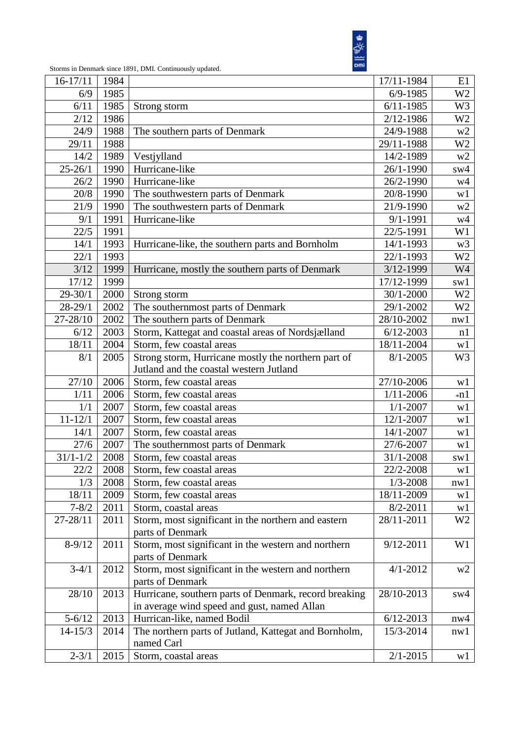| | | | | |
|---|---|---|---|---|
| 16-17/11 | 1984 | | 17/11-1984 | E1 |
| 6/9 | 1985 | | 6/9-1985 | W2 |
| 6/11 | 1985 | Strong storm | 6/11-1985 | W3 |
| 2/12 | 1986 | | 2/12-1986 | W2 |
| 24/9 | 1988 | The southern parts of Denmark | 24/9-1988 | w2 |
| 29/11 | 1988 | | 29/11-1988 | W2 |
| 14/2 | 1989 | Vestjylland | 14/2-1989 | w2 |
| 25-26/1 | 1990 | Hurricane-like | 26/1-1990 | sw4 |
| 26/2 | 1990 | Hurricane-like | 26/2-1990 | w4 |
| 20/8 | 1990 | The southwestern parts of Denmark | 20/8-1990 | w1 |
| 21/9 | 1990 | The southwestern parts of Denmark | 21/9-1990 | w2 |
| 9/1 | 1991 | Hurricane-like | 9/1-1991 | w4 |
| 22/5 | 1991 | | 22/5-1991 | W1 |
| 14/1 | 1993 | Hurricane-like, the southern parts and Bornholm | 14/1-1993 | w3 |
| 22/1 | 1993 | | 22/1-1993 | W2 |
| 3/12 | 1999 | Hurricane, mostly the southern parts of Denmark | 3/12-1999 | W4 |
| 17/12 | 1999 | | 17/12-1999 | sw1 |
| 29-30/1 | 2000 | Strong storm | 30/1-2000 | W2 |
| 28-29/1 | 2002 | The southernmost parts of Denmark | 29/1-2002 | W2 |
| 27-28/10 | 2002 | The southern parts of Denmark | 28/10-2002 | nw1 |
| 6/12 | 2003 | Storm, Kattegat and coastal areas of Nordsjælland | 6/12-2003 | n1 |
| 18/11 | 2004 | Storm, few coastal areas | 18/11-2004 | w1 |
| 8/1 | 2005 | Strong storm, Hurricane mostly the northern part of Jutland and the coastal western Jutland | 8/1-2005 | W3 |
| 27/10 | 2006 | Storm, few coastal areas | 27/10-2006 | w1 |
| 1/11 | 2006 | Storm, few coastal areas | 1/11-2006 | *n1 |
| 1/1 | 2007 | Storm, few coastal areas | 1/1-2007 | w1 |
| 11-12/1 | 2007 | Storm, few coastal areas | 12/1-2007 | w1 |
| 14/1 | 2007 | Storm, few coastal areas | 14/1-2007 | w1 |
| 27/6 | 2007 | The southernmost parts of Denmark | 27/6-2007 | w1 |
| 31/1-1/2 | 2008 | Storm, few coastal areas | 31/1-2008 | sw1 |
| 22/2 | 2008 | Storm, few coastal areas | 22/2-2008 | w1 |
| 1/3 | 2008 | Storm, few coastal areas | 1/3-2008 | nw1 |
| 18/11 | 2009 | Storm, few coastal areas | 18/11-2009 | w1 |
| 7-8/2 | 2011 | Storm, coastal areas | 8/2-2011 | w1 |
| 27-28/11 | 2011 | Storm, most significant in the northern and eastern parts of Denmark | 28/11-2011 | W2 |
| 8-9/12 | 2011 | Storm, most significant in the western and northern parts of Denmark | 9/12-2011 | W1 |
| 3-4/1 | 2012 | Storm, most significant in the western and northern parts of Denmark | 4/1-2012 | w2 |
| 28/10 | 2013 | Hurricane, southern parts of Denmark, record breaking in average wind speed and gust, named Allan | 28/10-2013 | sw4 |
| 5-6/12 | 2013 | Hurrican-like, named Bodil | 6/12-2013 | nw4 |
| 14-15/3 | 2014 | The northern parts of Jutland, Kattegat and Bornholm, named Carl | 15/3-2014 | nw1 |
| 2-3/1 | 2015 | Storm, coastal areas | 2/1-2015 | w1 |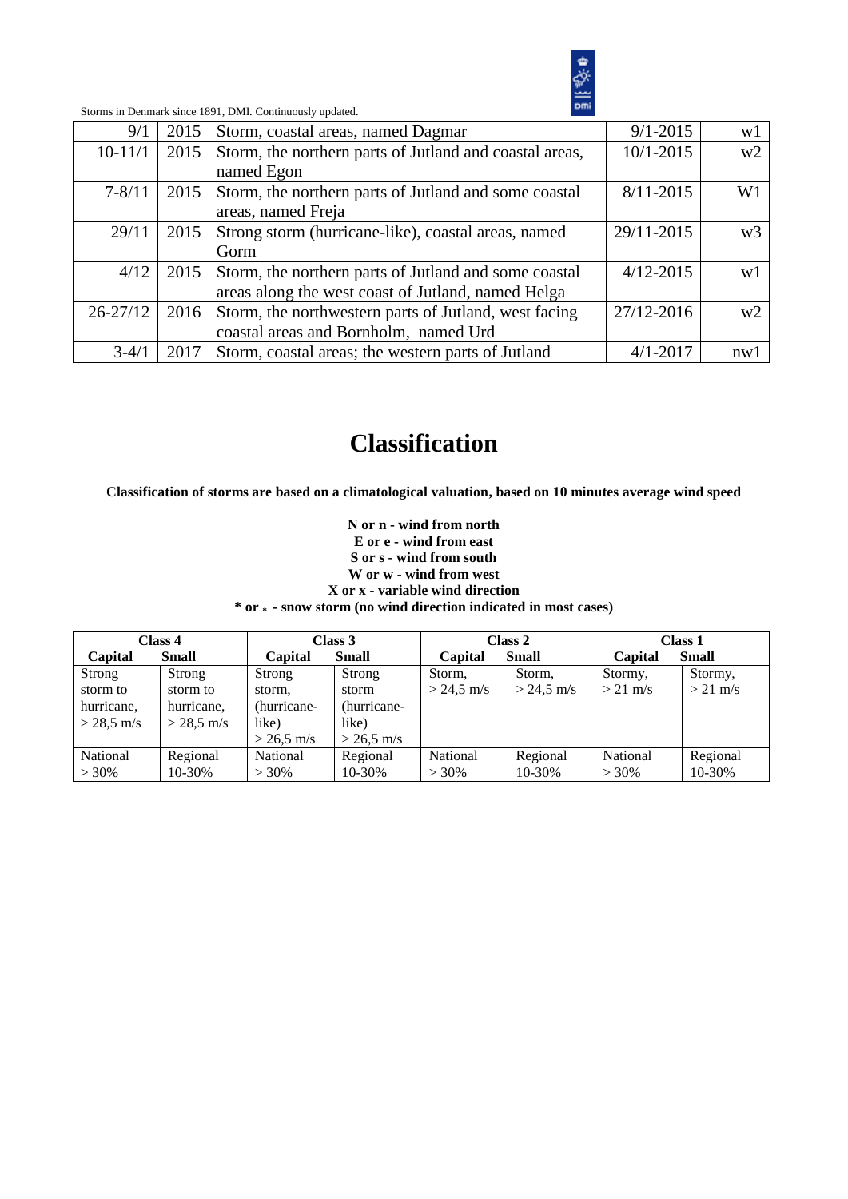Storms in Denmark since 1891, DMI. Continuously updated.

| | | | | |
|---|---|---|---|---|
| 9/1 | 2015 | Storm, coastal areas, named Dagmar | 9/1-2015 | w1 |
| 10-11/1 | 2015 | Storm, the northern parts of Jutland and coastal areas, named Egon | 10/1-2015 | w2 |
| 7-8/11 | 2015 | Storm, the northern parts of Jutland and some coastal areas, named Freja | 8/11-2015 | W1 |
| 29/11 | 2015 | Strong storm (hurricane-like), coastal areas, named Gorm | 29/11-2015 | w3 |
| 4/12 | 2015 | Storm, the northern parts of Jutland and some coastal areas along the west coast of Jutland, named Helga | 4/12-2015 | w1 |
| 26-27/12 | 2016 | Storm, the northwestern parts of Jutland, west facing coastal areas and Bornholm, named Urd | 27/12-2016 | w2 |
| 3-4/1 | 2017 | Storm, coastal areas; the western parts of Jutland | 4/1-2017 | nw1 |

# Classification

**Classification of storms are based on a climatological valuation, based on 10 minutes average wind speed**

**N or n - wind from north**
**E or e - wind from east**
**S or s - wind from south**
**W or w - wind from west**
**X or x - variable wind direction**
**\* or ⁎ - snow storm (no wind direction indicated in most cases)**

| Class 4 | | Class 3 | | Class 2 | | Class 1 | |
|---|---|---|---|---|---|---|---|
| **Capital** | **Small** | **Capital** | **Small** | **Capital** | **Small** | **Capital** | **Small** |
| Strong storm to hurricane, > 28,5 m/s | Strong storm to hurricane, > 28,5 m/s | Strong storm, (hurricane-like) > 26,5 m/s | Strong storm (hurricane-like) > 26,5 m/s | Storm, > 24,5 m/s | Storm, > 24,5 m/s | Stormy, > 21 m/s | Stormy, > 21 m/s |
| National > 30% | Regional 10-30% | National > 30% | Regional 10-30% | National > 30% | Regional 10-30% | National > 30% | Regional 10-30% |